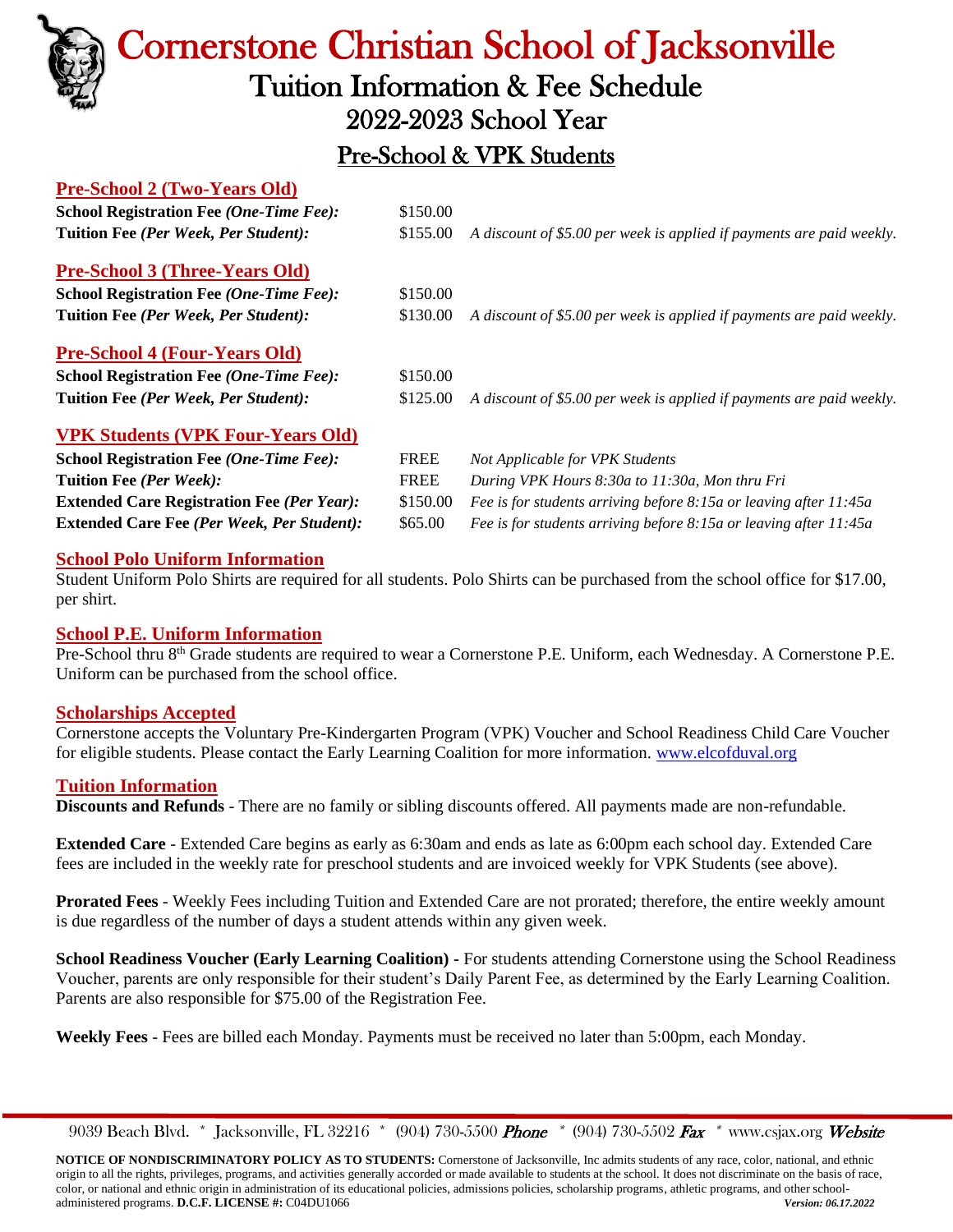# Cornerstone Christian School of Jacksonville

## Tuition Information & Fee Schedule

## 2022-2023 School Year

## Pre-School & VPK Students

### Pre-School 2 (Two-Years Old)

| | | |
|---|---|---|
| **School Registration Fee *(One-Time Fee):*** | $150.00 | |
| **Tuition Fee *(Per Week, Per Student):*** | $155.00 | *A discount of $5.00 per week is applied if payments are paid weekly.* |

### Pre-School 3 (Three-Years Old)

| | | |
|---|---|---|
| **School Registration Fee *(One-Time Fee):*** | $150.00 | |
| **Tuition Fee *(Per Week, Per Student):*** | $130.00 | *A discount of $5.00 per week is applied if payments are paid weekly.* |

### Pre-School 4 (Four-Years Old)

| | | |
|---|---|---|
| **School Registration Fee *(One-Time Fee):*** | $150.00 | |
| **Tuition Fee *(Per Week, Per Student):*** | $125.00 | *A discount of $5.00 per week is applied if payments are paid weekly.* |

### VPK Students (VPK Four-Years Old)

| | | |
|---|---|---|
| **School Registration Fee *(One-Time Fee):*** | FREE | *Not Applicable for VPK Students* |
| **Tuition Fee *(Per Week):*** | FREE | *During VPK Hours 8:30a to 11:30a, Mon thru Fri* |
| **Extended Care Registration Fee *(Per Year):*** | $150.00 | *Fee is for students arriving before 8:15a or leaving after 11:45a* |
| **Extended Care Fee *(Per Week, Per Student):*** | $65.00 | *Fee is for students arriving before 8:15a or leaving after 11:45a* |

### School Polo Uniform Information

Student Uniform Polo Shirts are required for all students. Polo Shirts can be purchased from the school office for $17.00, per shirt.

### School P.E. Uniform Information

Pre-School thru 8th Grade students are required to wear a Cornerstone P.E. Uniform, each Wednesday. A Cornerstone P.E. Uniform can be purchased from the school office.

### Scholarships Accepted

Cornerstone accepts the Voluntary Pre-Kindergarten Program (VPK) Voucher and School Readiness Child Care Voucher for eligible students. Please contact the Early Learning Coalition for more information. www.elcofduval.org

### Tuition Information

**Discounts and Refunds** - There are no family or sibling discounts offered. All payments made are non-refundable.

**Extended Care** - Extended Care begins as early as 6:30am and ends as late as 6:00pm each school day. Extended Care fees are included in the weekly rate for preschool students and are invoiced weekly for VPK Students (see above).

**Prorated Fees** - Weekly Fees including Tuition and Extended Care are not prorated; therefore, the entire weekly amount is due regardless of the number of days a student attends within any given week.

**School Readiness Voucher (Early Learning Coalition)** - For students attending Cornerstone using the School Readiness Voucher, parents are only responsible for their student's Daily Parent Fee, as determined by the Early Learning Coalition. Parents are also responsible for $75.00 of the Registration Fee.

**Weekly Fees** - Fees are billed each Monday. Payments must be received no later than 5:00pm, each Monday.

9039 Beach Blvd. * Jacksonville, FL 32216 * (904) 730-5500 ***Phone*** * (904) 730-5502 ***Fax*** * www.csjax.org ***Website***

**NOTICE OF NONDISCRIMINATORY POLICY AS TO STUDENTS:** Cornerstone of Jacksonville, Inc admits students of any race, color, national, and ethnic origin to all the rights, privileges, programs, and activities generally accorded or made available to students at the school. It does not discriminate on the basis of race, color, or national and ethnic origin in administration of its educational policies, admissions policies, scholarship programs, athletic programs, and other school-administered programs. **D.C.F. LICENSE #:** C04DU1066 ***Version: 06.17.2022***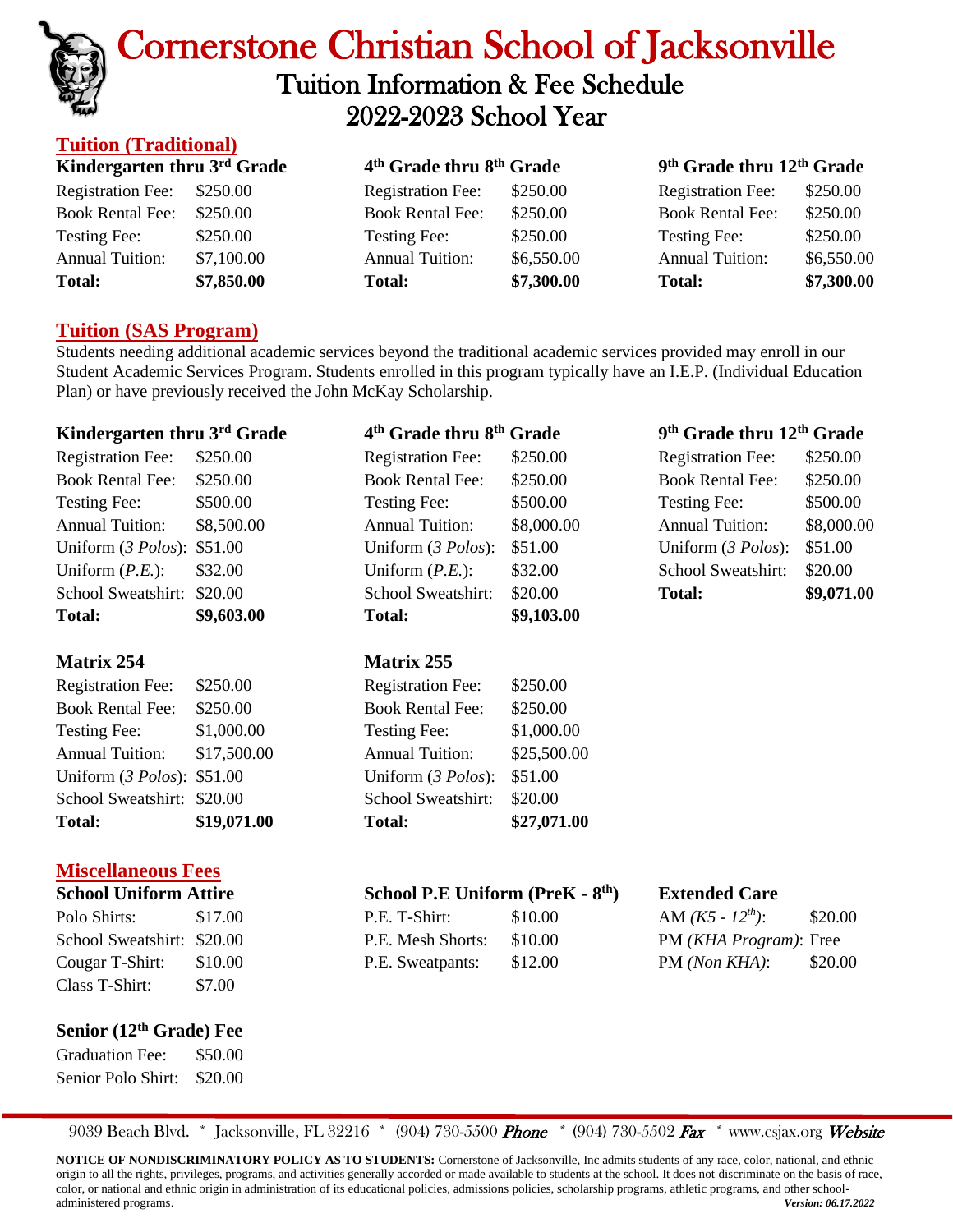# Cornerstone Christian School of Jacksonville

## Tuition Information & Fee Schedule

## 2022-2023 School Year

### Tuition (Traditional)

**Kindergarten thru 3rd Grade**

| | |
|---|---|
| Registration Fee: | $250.00 |
| Book Rental Fee: | $250.00 |
| Testing Fee: | $250.00 |
| Annual Tuition: | $7,100.00 |
| **Total:** | **$7,850.00** |

**4th Grade thru 8th Grade**

| | |
|---|---|
| Registration Fee: | $250.00 |
| Book Rental Fee: | $250.00 |
| Testing Fee: | $250.00 |
| Annual Tuition: | $6,550.00 |
| **Total:** | **$7,300.00** |

**9th Grade thru 12th Grade**

| | |
|---|---|
| Registration Fee: | $250.00 |
| Book Rental Fee: | $250.00 |
| Testing Fee: | $250.00 |
| Annual Tuition: | $6,550.00 |
| **Total:** | **$7,300.00** |

### Tuition (SAS Program)

Students needing additional academic services beyond the traditional academic services provided may enroll in our Student Academic Services Program. Students enrolled in this program typically have an I.E.P. (Individual Education Plan) or have previously received the John McKay Scholarship.

**Kindergarten thru 3rd Grade**

| | |
|---|---|
| Registration Fee: | $250.00 |
| Book Rental Fee: | $250.00 |
| Testing Fee: | $500.00 |
| Annual Tuition: | $8,500.00 |
| Uniform (*3 Polos*): | $51.00 |
| Uniform (*P.E.*): | $32.00 |
| School Sweatshirt: | $20.00 |
| **Total:** | **$9,603.00** |

**4th Grade thru 8th Grade**

| | |
|---|---|
| Registration Fee: | $250.00 |
| Book Rental Fee: | $250.00 |
| Testing Fee: | $500.00 |
| Annual Tuition: | $8,000.00 |
| Uniform (*3 Polos*): | $51.00 |
| Uniform (*P.E.*): | $32.00 |
| School Sweatshirt: | $20.00 |
| **Total:** | **$9,103.00** |

**9th Grade thru 12th Grade**

| | |
|---|---|
| Registration Fee: | $250.00 |
| Book Rental Fee: | $250.00 |
| Testing Fee: | $500.00 |
| Annual Tuition: | $8,000.00 |
| Uniform (*3 Polos*): | $51.00 |
| School Sweatshirt: | $20.00 |
| **Total:** | **$9,071.00** |

**Matrix 254**

| | |
|---|---|
| Registration Fee: | $250.00 |
| Book Rental Fee: | $250.00 |
| Testing Fee: | $1,000.00 |
| Annual Tuition: | $17,500.00 |
| Uniform (*3 Polos*): | $51.00 |
| School Sweatshirt: | $20.00 |
| **Total:** | **$19,071.00** |

**Matrix 255**

| | |
|---|---|
| Registration Fee: | $250.00 |
| Book Rental Fee: | $250.00 |
| Testing Fee: | $1,000.00 |
| Annual Tuition: | $25,500.00 |
| Uniform (*3 Polos*): | $51.00 |
| School Sweatshirt: | $20.00 |
| **Total:** | **$27,071.00** |

### Miscellaneous Fees

**School Uniform Attire**

| | |
|---|---|
| Polo Shirts: | $17.00 |
| School Sweatshirt: | $20.00 |
| Cougar T-Shirt: | $10.00 |
| Class T-Shirt: | $7.00 |

**School P.E Uniform (PreK - 8th)**

| | |
|---|---|
| P.E. T-Shirt: | $10.00 |
| P.E. Mesh Shorts: | $10.00 |
| P.E. Sweatpants: | $12.00 |

**Extended Care**

| | |
|---|---|
| AM *(K5 - 12th)*: | $20.00 |
| PM *(KHA Program)*: | Free |
| PM *(Non KHA)*: | $20.00 |

**Senior (12th Grade) Fee**

| | |
|---|---|
| Graduation Fee: | $50.00 |
| Senior Polo Shirt: | $20.00 |

9039 Beach Blvd. * Jacksonville, FL 32216 * (904) 730-5500 *Phone* * (904) 730-5502 *Fax* * www.csjax.org *Website*

**NOTICE OF NONDISCRIMINATORY POLICY AS TO STUDENTS:** Cornerstone of Jacksonville, Inc admits students of any race, color, national, and ethnic origin to all the rights, privileges, programs, and activities generally accorded or made available to students at the school. It does not discriminate on the basis of race, color, or national and ethnic origin in administration of its educational policies, admissions policies, scholarship programs, athletic programs, and other school-administered programs.

***Version: 06.17.2022***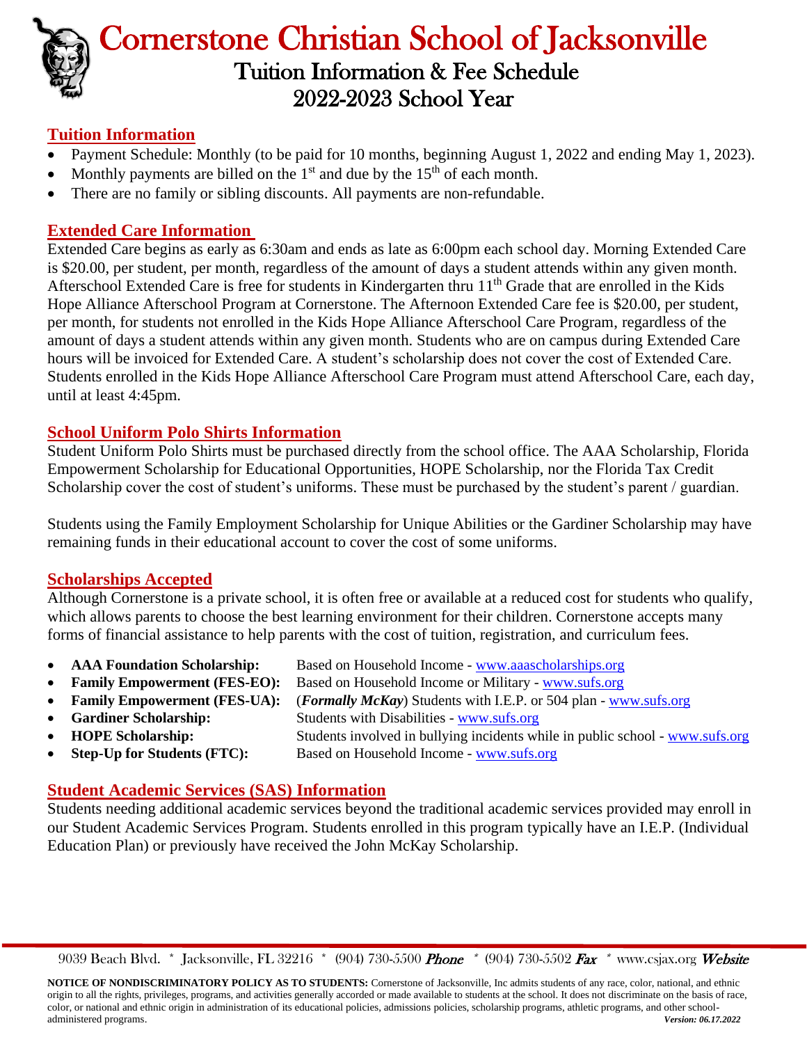# Cornerstone Christian School of Jacksonville

## Tuition Information & Fee Schedule
## 2022-2023 School Year

### Tuition Information

- Payment Schedule: Monthly (to be paid for 10 months, beginning August 1, 2022 and ending May 1, 2023).
- Monthly payments are billed on the 1st and due by the 15th of each month.
- There are no family or sibling discounts. All payments are non-refundable.

### Extended Care Information

Extended Care begins as early as 6:30am and ends as late as 6:00pm each school day. Morning Extended Care is $20.00, per student, per month, regardless of the amount of days a student attends within any given month. Afterschool Extended Care is free for students in Kindergarten thru 11th Grade that are enrolled in the Kids Hope Alliance Afterschool Program at Cornerstone. The Afternoon Extended Care fee is $20.00, per student, per month, for students not enrolled in the Kids Hope Alliance Afterschool Care Program, regardless of the amount of days a student attends within any given month. Students who are on campus during Extended Care hours will be invoiced for Extended Care. A student's scholarship does not cover the cost of Extended Care. Students enrolled in the Kids Hope Alliance Afterschool Care Program must attend Afterschool Care, each day, until at least 4:45pm.

### School Uniform Polo Shirts Information

Student Uniform Polo Shirts must be purchased directly from the school office. The AAA Scholarship, Florida Empowerment Scholarship for Educational Opportunities, HOPE Scholarship, nor the Florida Tax Credit Scholarship cover the cost of student's uniforms. These must be purchased by the student's parent / guardian.

Students using the Family Employment Scholarship for Unique Abilities or the Gardiner Scholarship may have remaining funds in their educational account to cover the cost of some uniforms.

### Scholarships Accepted

Although Cornerstone is a private school, it is often free or available at a reduced cost for students who qualify, which allows parents to choose the best learning environment for their children. Cornerstone accepts many forms of financial assistance to help parents with the cost of tuition, registration, and curriculum fees.

- **AAA Foundation Scholarship:** Based on Household Income - www.aaascholarships.org
- **Family Empowerment (FES-EO):** Based on Household Income or Military - www.sufs.org
- **Family Empowerment (FES-UA):** (***Formally McKay***) Students with I.E.P. or 504 plan - www.sufs.org
- **Gardiner Scholarship:** Students with Disabilities - www.sufs.org
- **HOPE Scholarship:** Students involved in bullying incidents while in public school - www.sufs.org
- **Step-Up for Students (FTC):** Based on Household Income - www.sufs.org

### Student Academic Services (SAS) Information

Students needing additional academic services beyond the traditional academic services provided may enroll in our Student Academic Services Program. Students enrolled in this program typically have an I.E.P. (Individual Education Plan) or previously have received the John McKay Scholarship.

9039 Beach Blvd. * Jacksonville, FL 32216 * (904) 730-5500 *Phone* * (904) 730-5502 *Fax* * www.csjax.org *Website*

**NOTICE OF NONDISCRIMINATORY POLICY AS TO STUDENTS:** Cornerstone of Jacksonville, Inc admits students of any race, color, national, and ethnic origin to all the rights, privileges, programs, and activities generally accorded or made available to students at the school. It does not discriminate on the basis of race, color, or national and ethnic origin in administration of its educational policies, admissions policies, scholarship programs, athletic programs, and other school-administered programs.

***Version: 06.17.2022***